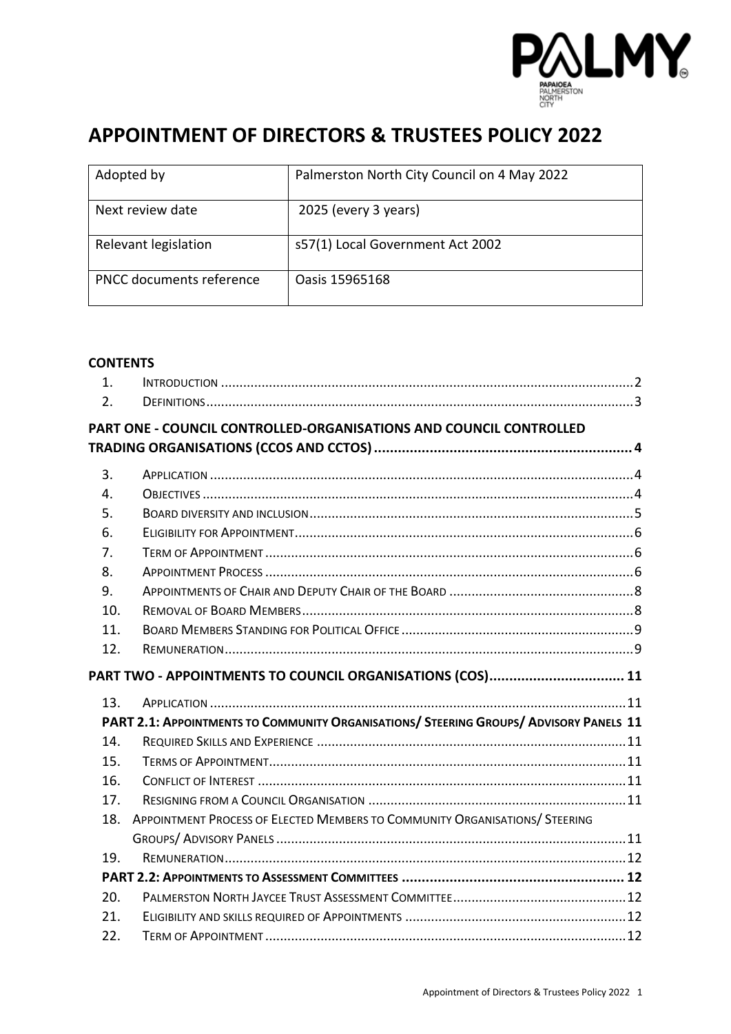# APPOINTMENT OF DIRECTORS & TRUSTEES POLICY 2022

| Adopted by | Palmerston North City Council on 4 May 2022 |
|---|---|
| Next review date | 2025 (every 3 years) |
| Relevant legislation | s57(1) Local Government Act 2002 |
| PNCC documents reference | Oasis 15965168 |

**CONTENTS**

1. Introduction ..... 2
2. Definitions ..... 3

**PART ONE - COUNCIL CONTROLLED-ORGANISATIONS AND COUNCIL CONTROLLED TRADING ORGANISATIONS (CCOS AND CCTOS) ..... 4**

3. Application ..... 4
4. Objectives ..... 4
5. Board diversity and inclusion ..... 5
6. Eligibility for Appointment ..... 6
7. Term of Appointment ..... 6
8. Appointment Process ..... 6
9. Appointments of Chair and Deputy Chair of the Board ..... 8
10. Removal of Board Members ..... 8
11. Board Members Standing for Political Office ..... 9
12. Remuneration ..... 9

**PART TWO - APPOINTMENTS TO COUNCIL ORGANISATIONS (COS) ..... 11**

13. Application ..... 11

**PART 2.1: APPOINTMENTS TO COMMUNITY ORGANISATIONS/ STEERING GROUPS/ ADVISORY PANELS 11**

14. Required Skills and Experience ..... 11
15. Terms of Appointment ..... 11
16. Conflict of Interest ..... 11
17. Resigning from a Council Organisation ..... 11
18. Appointment Process of Elected Members to Community Organisations/ Steering Groups/ Advisory Panels ..... 11
19. Remuneration ..... 12

**PART 2.2: APPOINTMENTS TO ASSESSMENT COMMITTEES ..... 12**

20. Palmerston North Jaycee Trust Assessment Committee ..... 12
21. Eligibility and skills required of Appointments ..... 12
22. Term of Appointment ..... 12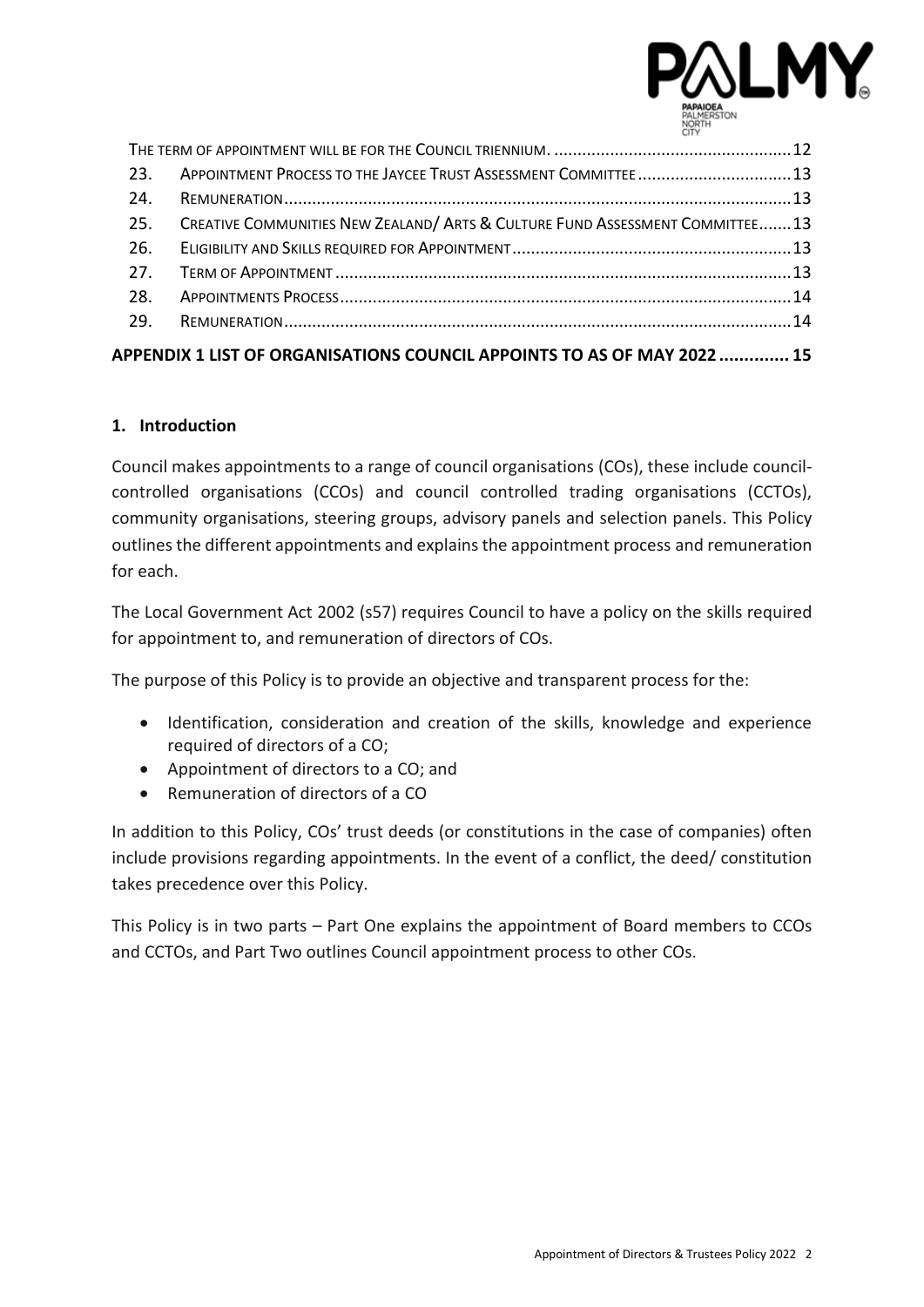The term of appointment will be for the Council triennium. ....................................................12

23. Appointment Process to the Jaycee Trust Assessment Committee .................................13
24. Remuneration.............................................................................................................13
25. Creative Communities New Zealand/ Arts & Culture Fund Assessment Committee.......13
26. Eligibility and Skills required for Appointment............................................................13
27. Term of Appointment ..................................................................................................13
28. Appointments Process.................................................................................................14
29. Remuneration.............................................................................................................14

**APPENDIX 1 LIST OF ORGANISATIONS COUNCIL APPOINTS TO AS OF MAY 2022 .............. 15**

## 1. Introduction

Council makes appointments to a range of council organisations (COs), these include council-controlled organisations (CCOs) and council controlled trading organisations (CCTOs), community organisations, steering groups, advisory panels and selection panels. This Policy outlines the different appointments and explains the appointment process and remuneration for each.

The Local Government Act 2002 (s57) requires Council to have a policy on the skills required for appointment to, and remuneration of directors of COs.

The purpose of this Policy is to provide an objective and transparent process for the:

- Identification, consideration and creation of the skills, knowledge and experience required of directors of a CO;
- Appointment of directors to a CO; and
- Remuneration of directors of a CO

In addition to this Policy, COs' trust deeds (or constitutions in the case of companies) often include provisions regarding appointments. In the event of a conflict, the deed/ constitution takes precedence over this Policy.

This Policy is in two parts – Part One explains the appointment of Board members to CCOs and CCTOs, and Part Two outlines Council appointment process to other COs.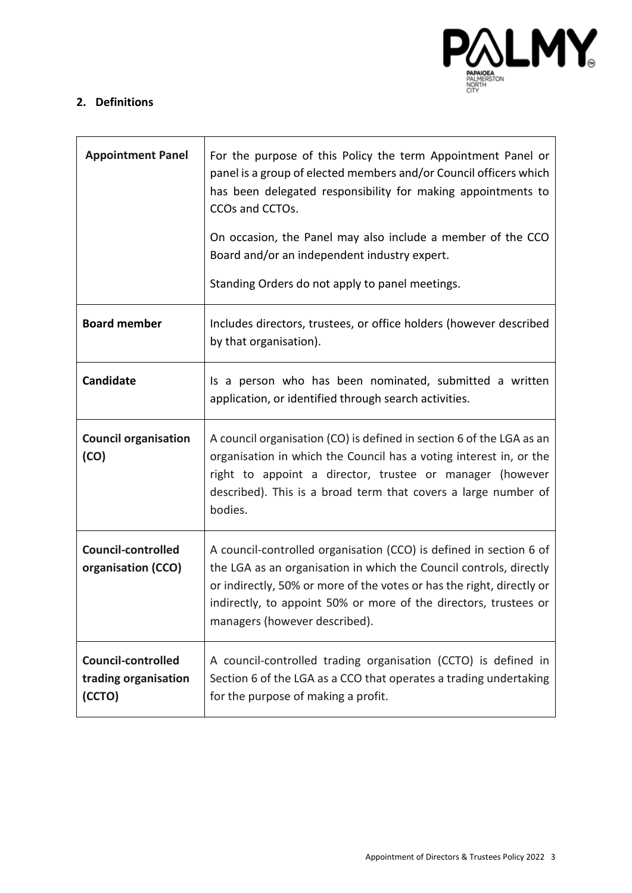## 2. Definitions

| | |
|---|---|
| **Appointment Panel** | For the purpose of this Policy the term Appointment Panel or panel is a group of elected members and/or Council officers which has been delegated responsibility for making appointments to CCOs and CCTOs.<br><br>On occasion, the Panel may also include a member of the CCO Board and/or an independent industry expert.<br><br>Standing Orders do not apply to panel meetings. |
| **Board member** | Includes directors, trustees, or office holders (however described by that organisation). |
| **Candidate** | Is a person who has been nominated, submitted a written application, or identified through search activities. |
| **Council organisation (CO)** | A council organisation (CO) is defined in section 6 of the LGA as an organisation in which the Council has a voting interest in, or the right to appoint a director, trustee or manager (however described). This is a broad term that covers a large number of bodies. |
| **Council-controlled organisation (CCO)** | A council-controlled organisation (CCO) is defined in section 6 of the LGA as an organisation in which the Council controls, directly or indirectly, 50% or more of the votes or has the right, directly or indirectly, to appoint 50% or more of the directors, trustees or managers (however described). |
| **Council-controlled trading organisation (CCTO)** | A council-controlled trading organisation (CCTO) is defined in Section 6 of the LGA as a CCO that operates a trading undertaking for the purpose of making a profit. |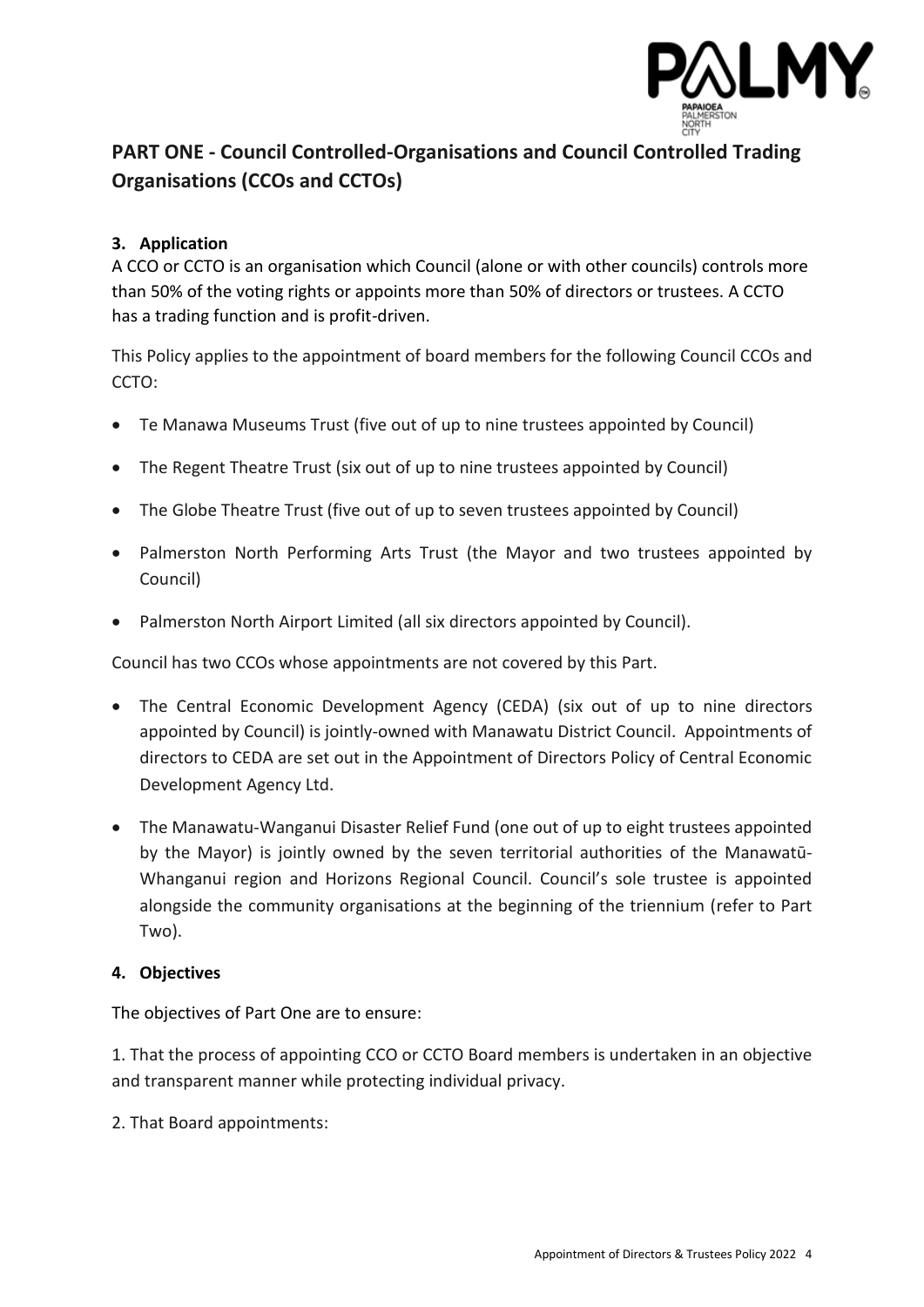## PART ONE - Council Controlled-Organisations and Council Controlled Trading Organisations (CCOs and CCTOs)

### 3. Application

A CCO or CCTO is an organisation which Council (alone or with other councils) controls more than 50% of the voting rights or appoints more than 50% of directors or trustees. A CCTO has a trading function and is profit-driven.

This Policy applies to the appointment of board members for the following Council CCOs and CCTO:

- Te Manawa Museums Trust (five out of up to nine trustees appointed by Council)
- The Regent Theatre Trust (six out of up to nine trustees appointed by Council)
- The Globe Theatre Trust (five out of up to seven trustees appointed by Council)
- Palmerston North Performing Arts Trust (the Mayor and two trustees appointed by Council)
- Palmerston North Airport Limited (all six directors appointed by Council).

Council has two CCOs whose appointments are not covered by this Part.

- The Central Economic Development Agency (CEDA) (six out of up to nine directors appointed by Council) is jointly-owned with Manawatu District Council. Appointments of directors to CEDA are set out in the Appointment of Directors Policy of Central Economic Development Agency Ltd.
- The Manawatu-Wanganui Disaster Relief Fund (one out of up to eight trustees appointed by the Mayor) is jointly owned by the seven territorial authorities of the Manawatū-Whanganui region and Horizons Regional Council. Council's sole trustee is appointed alongside the community organisations at the beginning of the triennium (refer to Part Two).

### 4. Objectives

The objectives of Part One are to ensure:

1. That the process of appointing CCO or CCTO Board members is undertaken in an objective and transparent manner while protecting individual privacy.

2. That Board appointments: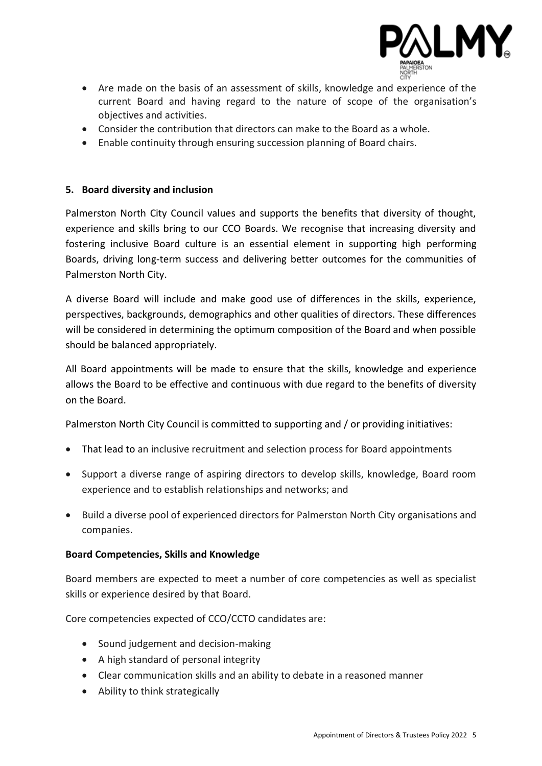- Are made on the basis of an assessment of skills, knowledge and experience of the current Board and having regard to the nature of scope of the organisation's objectives and activities.
- Consider the contribution that directors can make to the Board as a whole.
- Enable continuity through ensuring succession planning of Board chairs.

**5. Board diversity and inclusion**

Palmerston North City Council values and supports the benefits that diversity of thought, experience and skills bring to our CCO Boards. We recognise that increasing diversity and fostering inclusive Board culture is an essential element in supporting high performing Boards, driving long-term success and delivering better outcomes for the communities of Palmerston North City.

A diverse Board will include and make good use of differences in the skills, experience, perspectives, backgrounds, demographics and other qualities of directors. These differences will be considered in determining the optimum composition of the Board and when possible should be balanced appropriately.

All Board appointments will be made to ensure that the skills, knowledge and experience allows the Board to be effective and continuous with due regard to the benefits of diversity on the Board.

Palmerston North City Council is committed to supporting and / or providing initiatives:

- That lead to an inclusive recruitment and selection process for Board appointments
- Support a diverse range of aspiring directors to develop skills, knowledge, Board room experience and to establish relationships and networks; and
- Build a diverse pool of experienced directors for Palmerston North City organisations and companies.

**Board Competencies, Skills and Knowledge**

Board members are expected to meet a number of core competencies as well as specialist skills or experience desired by that Board.

Core competencies expected of CCO/CCTO candidates are:

- Sound judgement and decision-making
- A high standard of personal integrity
- Clear communication skills and an ability to debate in a reasoned manner
- Ability to think strategically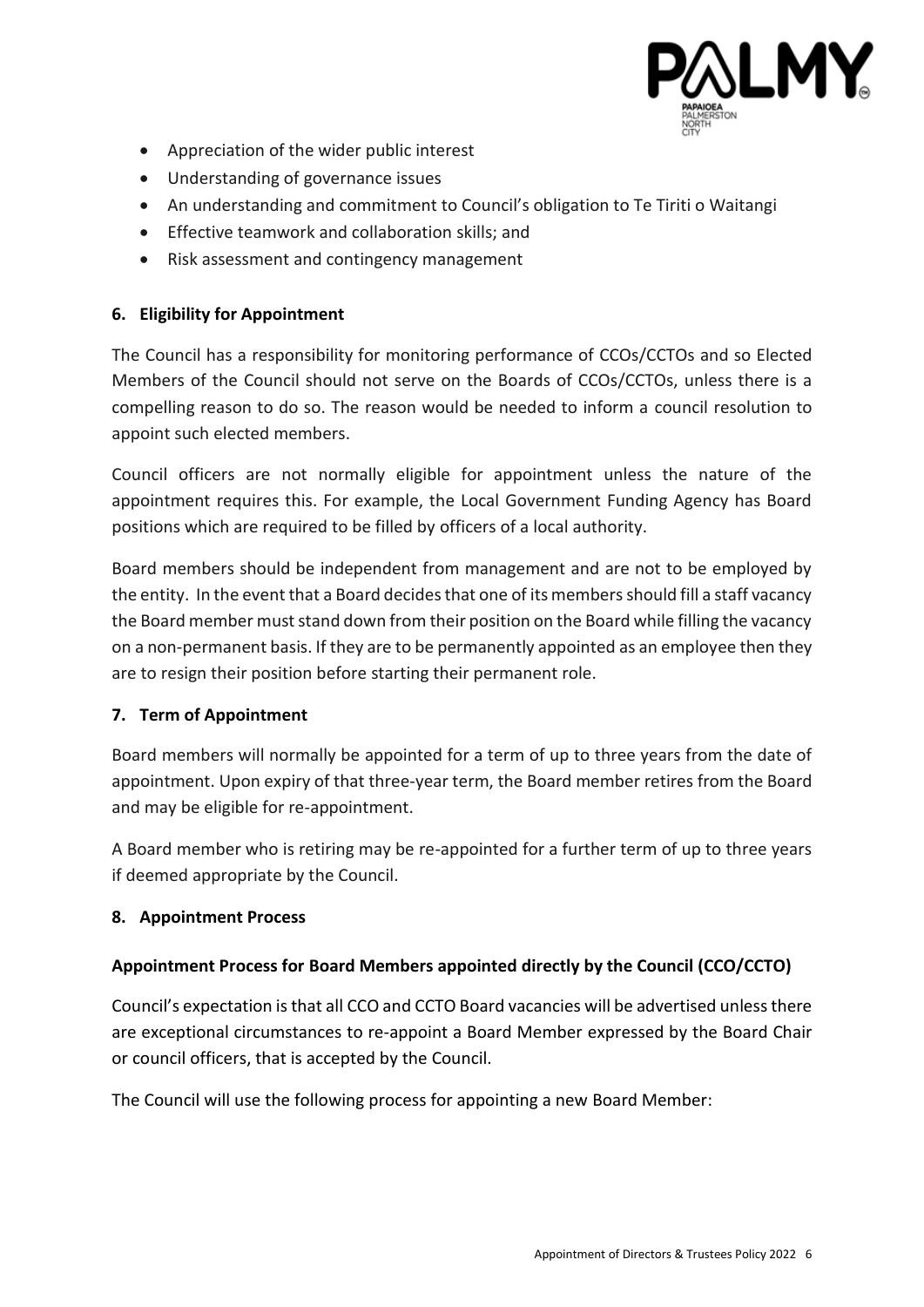- Appreciation of the wider public interest
- Understanding of governance issues
- An understanding and commitment to Council's obligation to Te Tiriti o Waitangi
- Effective teamwork and collaboration skills; and
- Risk assessment and contingency management

## 6. Eligibility for Appointment

The Council has a responsibility for monitoring performance of CCOs/CCTOs and so Elected Members of the Council should not serve on the Boards of CCOs/CCTOs, unless there is a compelling reason to do so. The reason would be needed to inform a council resolution to appoint such elected members.

Council officers are not normally eligible for appointment unless the nature of the appointment requires this. For example, the Local Government Funding Agency has Board positions which are required to be filled by officers of a local authority.

Board members should be independent from management and are not to be employed by the entity. In the event that a Board decides that one of its members should fill a staff vacancy the Board member must stand down from their position on the Board while filling the vacancy on a non-permanent basis. If they are to be permanently appointed as an employee then they are to resign their position before starting their permanent role.

## 7. Term of Appointment

Board members will normally be appointed for a term of up to three years from the date of appointment. Upon expiry of that three-year term, the Board member retires from the Board and may be eligible for re-appointment.

A Board member who is retiring may be re-appointed for a further term of up to three years if deemed appropriate by the Council.

## 8. Appointment Process

### Appointment Process for Board Members appointed directly by the Council (CCO/CCTO)

Council's expectation is that all CCO and CCTO Board vacancies will be advertised unless there are exceptional circumstances to re-appoint a Board Member expressed by the Board Chair or council officers, that is accepted by the Council.

The Council will use the following process for appointing a new Board Member: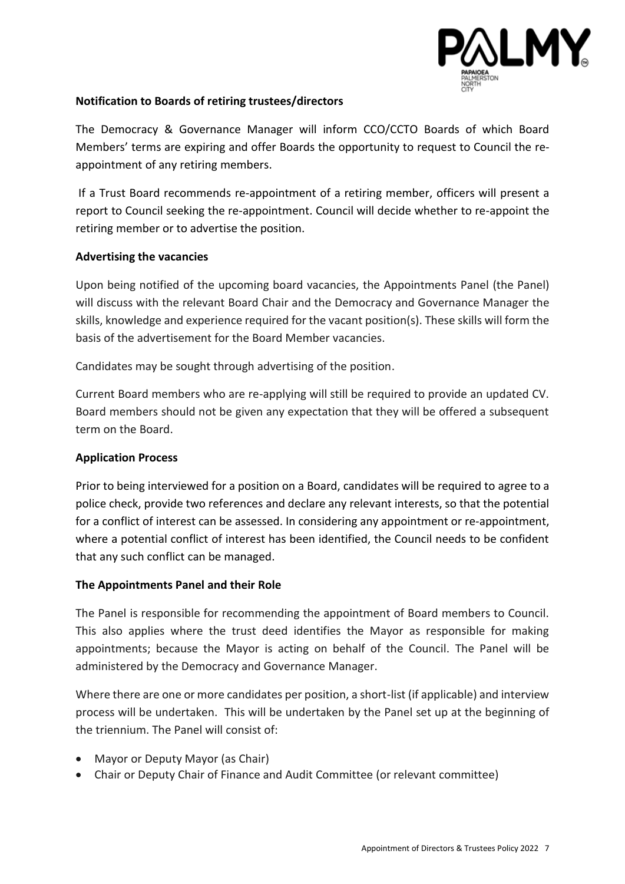**Notification to Boards of retiring trustees/directors**

The Democracy & Governance Manager will inform CCO/CCTO Boards of which Board Members' terms are expiring and offer Boards the opportunity to request to Council the re-appointment of any retiring members.

If a Trust Board recommends re-appointment of a retiring member, officers will present a report to Council seeking the re-appointment. Council will decide whether to re-appoint the retiring member or to advertise the position.

**Advertising the vacancies**

Upon being notified of the upcoming board vacancies, the Appointments Panel (the Panel) will discuss with the relevant Board Chair and the Democracy and Governance Manager the skills, knowledge and experience required for the vacant position(s). These skills will form the basis of the advertisement for the Board Member vacancies.

Candidates may be sought through advertising of the position.

Current Board members who are re-applying will still be required to provide an updated CV. Board members should not be given any expectation that they will be offered a subsequent term on the Board.

**Application Process**

Prior to being interviewed for a position on a Board, candidates will be required to agree to a police check, provide two references and declare any relevant interests, so that the potential for a conflict of interest can be assessed. In considering any appointment or re-appointment, where a potential conflict of interest has been identified, the Council needs to be confident that any such conflict can be managed.

**The Appointments Panel and their Role**

The Panel is responsible for recommending the appointment of Board members to Council. This also applies where the trust deed identifies the Mayor as responsible for making appointments; because the Mayor is acting on behalf of the Council. The Panel will be administered by the Democracy and Governance Manager.

Where there are one or more candidates per position, a short-list (if applicable) and interview process will be undertaken. This will be undertaken by the Panel set up at the beginning of the triennium. The Panel will consist of:

- Mayor or Deputy Mayor (as Chair)
- Chair or Deputy Chair of Finance and Audit Committee (or relevant committee)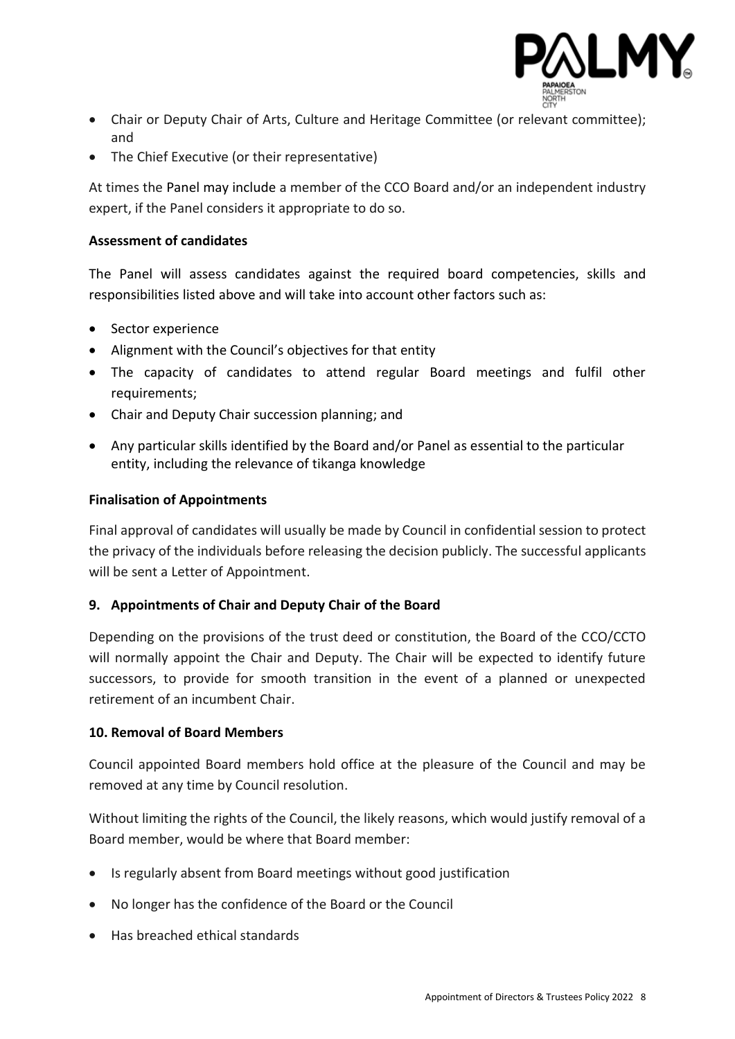- Chair or Deputy Chair of Arts, Culture and Heritage Committee (or relevant committee); and
- The Chief Executive (or their representative)

At times the Panel may include a member of the CCO Board and/or an independent industry expert, if the Panel considers it appropriate to do so.

**Assessment of candidates**

The Panel will assess candidates against the required board competencies, skills and responsibilities listed above and will take into account other factors such as:

- Sector experience
- Alignment with the Council's objectives for that entity
- The capacity of candidates to attend regular Board meetings and fulfil other requirements;
- Chair and Deputy Chair succession planning; and
- Any particular skills identified by the Board and/or Panel as essential to the particular entity, including the relevance of tikanga knowledge

**Finalisation of Appointments**

Final approval of candidates will usually be made by Council in confidential session to protect the privacy of the individuals before releasing the decision publicly. The successful applicants will be sent a Letter of Appointment.

## 9. Appointments of Chair and Deputy Chair of the Board

Depending on the provisions of the trust deed or constitution, the Board of the CCO/CCTO will normally appoint the Chair and Deputy. The Chair will be expected to identify future successors, to provide for smooth transition in the event of a planned or unexpected retirement of an incumbent Chair.

## 10. Removal of Board Members

Council appointed Board members hold office at the pleasure of the Council and may be removed at any time by Council resolution.

Without limiting the rights of the Council, the likely reasons, which would justify removal of a Board member, would be where that Board member:

- Is regularly absent from Board meetings without good justification
- No longer has the confidence of the Board or the Council
- Has breached ethical standards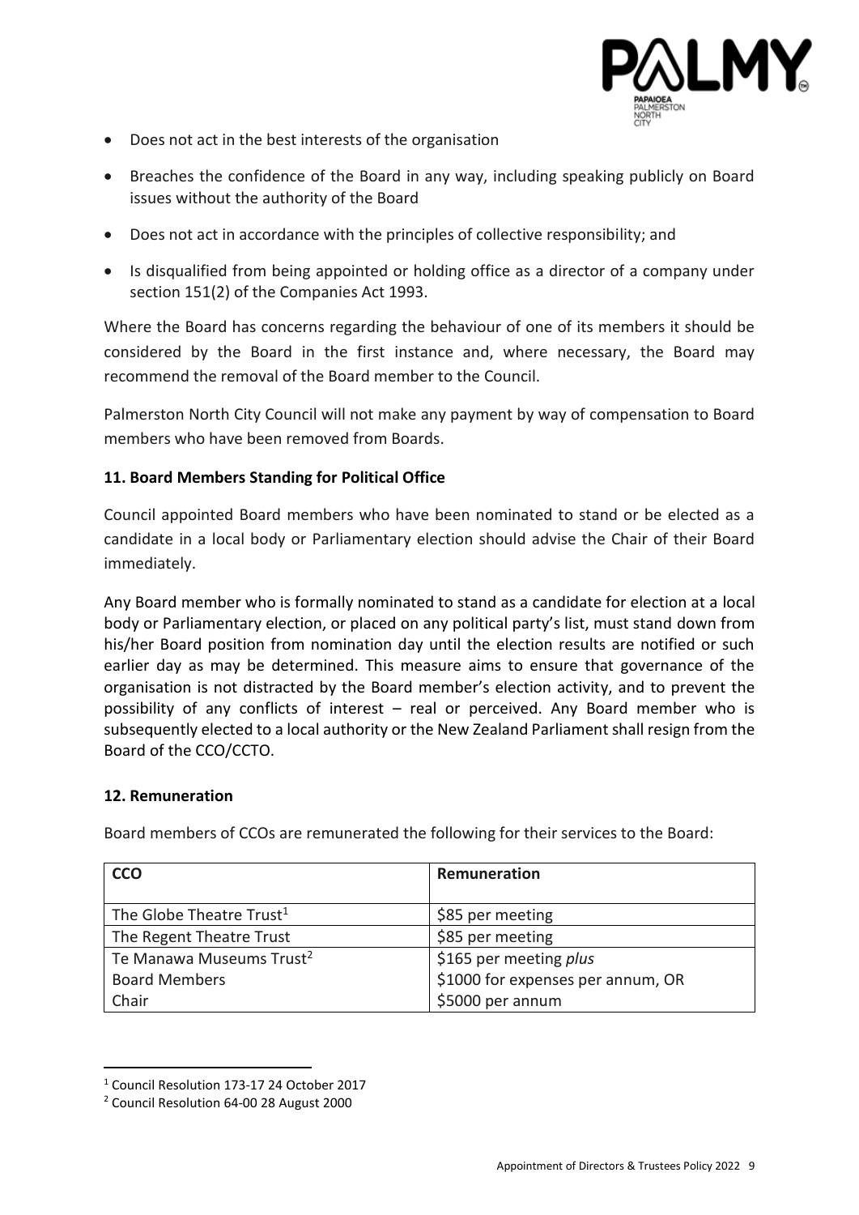- Does not act in the best interests of the organisation
- Breaches the confidence of the Board in any way, including speaking publicly on Board issues without the authority of the Board
- Does not act in accordance with the principles of collective responsibility; and
- Is disqualified from being appointed or holding office as a director of a company under section 151(2) of the Companies Act 1993.

Where the Board has concerns regarding the behaviour of one of its members it should be considered by the Board in the first instance and, where necessary, the Board may recommend the removal of the Board member to the Council.

Palmerston North City Council will not make any payment by way of compensation to Board members who have been removed from Boards.

### 11. Board Members Standing for Political Office

Council appointed Board members who have been nominated to stand or be elected as a candidate in a local body or Parliamentary election should advise the Chair of their Board immediately.

Any Board member who is formally nominated to stand as a candidate for election at a local body or Parliamentary election, or placed on any political party's list, must stand down from his/her Board position from nomination day until the election results are notified or such earlier day as may be determined. This measure aims to ensure that governance of the organisation is not distracted by the Board member's election activity, and to prevent the possibility of any conflicts of interest – real or perceived. Any Board member who is subsequently elected to a local authority or the New Zealand Parliament shall resign from the Board of the CCO/CCTO.

### 12. Remuneration

Board members of CCOs are remunerated the following for their services to the Board:

| CCO | Remuneration |
|---|---|
| The Globe Theatre Trust[1] | $85 per meeting |
| The Regent Theatre Trust | $85 per meeting |
| Te Manawa Museums Trust[2] | $165 per meeting *plus* |
| Board Members | $1000 for expenses per annum, OR |
| Chair | $5000 per annum |

[1] Council Resolution 173-17 24 October 2017

[2] Council Resolution 64-00 28 August 2000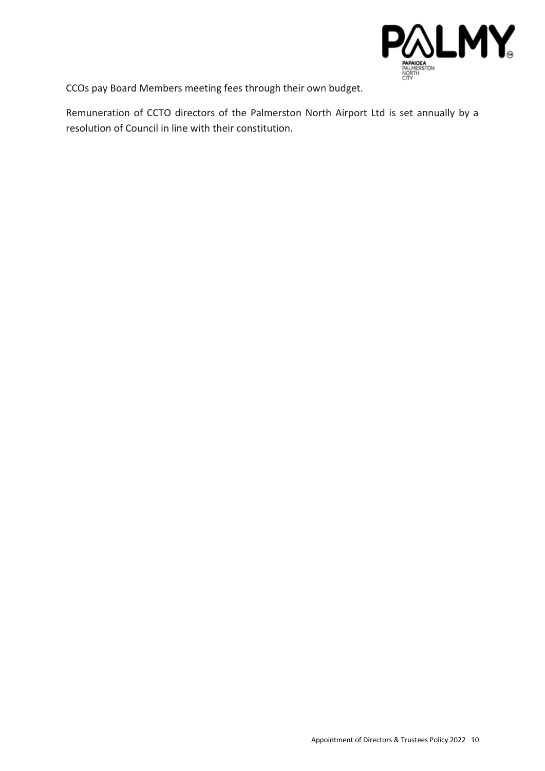CCOs pay Board Members meeting fees through their own budget.

Remuneration of CCTO directors of the Palmerston North Airport Ltd is set annually by a resolution of Council in line with their constitution.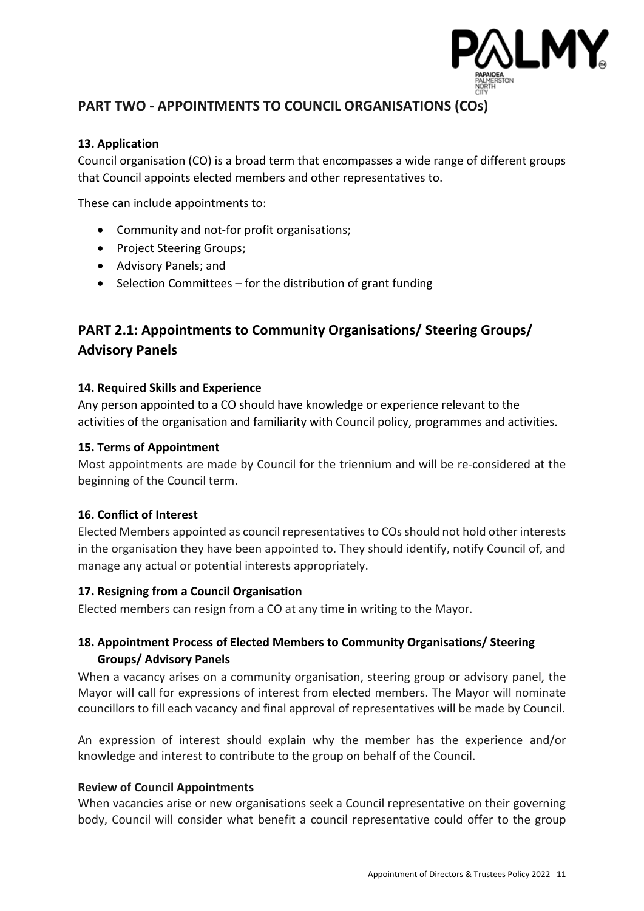## PART TWO - APPOINTMENTS TO COUNCIL ORGANISATIONS (COs)

### 13. Application

Council organisation (CO) is a broad term that encompasses a wide range of different groups that Council appoints elected members and other representatives to.

These can include appointments to:

- Community and not-for profit organisations;
- Project Steering Groups;
- Advisory Panels; and
- Selection Committees – for the distribution of grant funding

## PART 2.1: Appointments to Community Organisations/ Steering Groups/ Advisory Panels

### 14. Required Skills and Experience

Any person appointed to a CO should have knowledge or experience relevant to the activities of the organisation and familiarity with Council policy, programmes and activities.

### 15. Terms of Appointment

Most appointments are made by Council for the triennium and will be re-considered at the beginning of the Council term.

### 16. Conflict of Interest

Elected Members appointed as council representatives to COs should not hold other interests in the organisation they have been appointed to. They should identify, notify Council of, and manage any actual or potential interests appropriately.

### 17. Resigning from a Council Organisation

Elected members can resign from a CO at any time in writing to the Mayor.

### 18. Appointment Process of Elected Members to Community Organisations/ Steering Groups/ Advisory Panels

When a vacancy arises on a community organisation, steering group or advisory panel, the Mayor will call for expressions of interest from elected members. The Mayor will nominate councillors to fill each vacancy and final approval of representatives will be made by Council.

An expression of interest should explain why the member has the experience and/or knowledge and interest to contribute to the group on behalf of the Council.

**Review of Council Appointments**

When vacancies arise or new organisations seek a Council representative on their governing body, Council will consider what benefit a council representative could offer to the group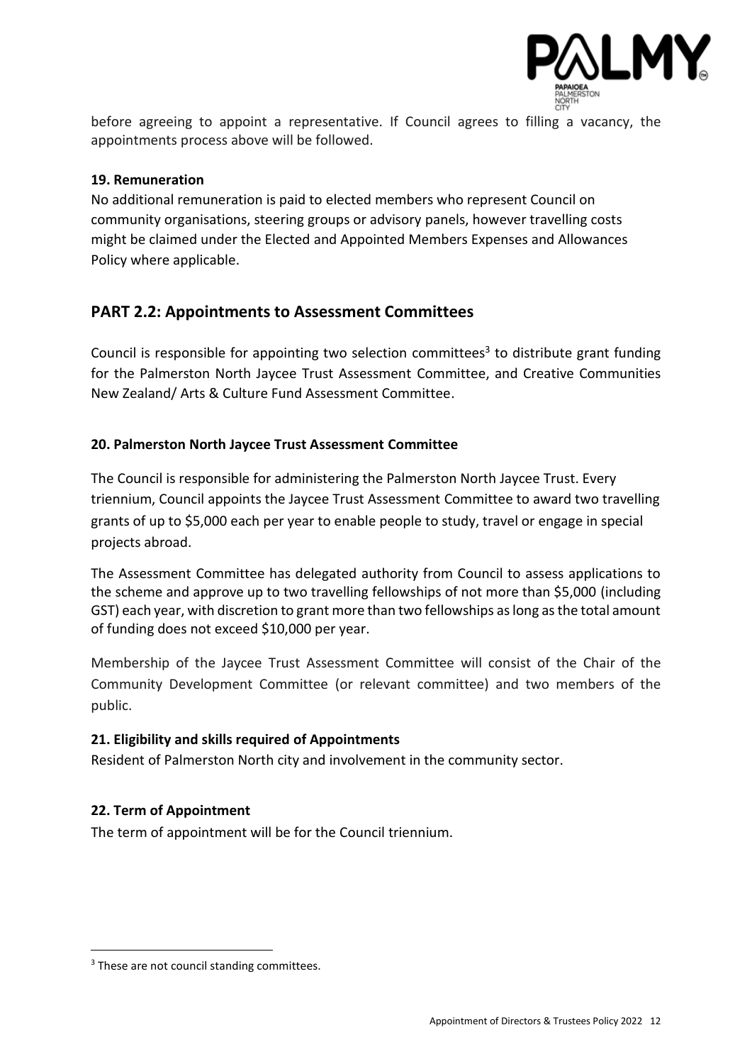before agreeing to appoint a representative. If Council agrees to filling a vacancy, the appointments process above will be followed.

**19. Remuneration**

No additional remuneration is paid to elected members who represent Council on community organisations, steering groups or advisory panels, however travelling costs might be claimed under the Elected and Appointed Members Expenses and Allowances Policy where applicable.

## PART 2.2: Appointments to Assessment Committees

Council is responsible for appointing two selection committees[3] to distribute grant funding for the Palmerston North Jaycee Trust Assessment Committee, and Creative Communities New Zealand/ Arts & Culture Fund Assessment Committee.

**20. Palmerston North Jaycee Trust Assessment Committee**

The Council is responsible for administering the Palmerston North Jaycee Trust. Every triennium, Council appoints the Jaycee Trust Assessment Committee to award two travelling grants of up to $5,000 each per year to enable people to study, travel or engage in special projects abroad.

The Assessment Committee has delegated authority from Council to assess applications to the scheme and approve up to two travelling fellowships of not more than $5,000 (including GST) each year, with discretion to grant more than two fellowships as long as the total amount of funding does not exceed $10,000 per year.

Membership of the Jaycee Trust Assessment Committee will consist of the Chair of the Community Development Committee (or relevant committee) and two members of the public.

**21. Eligibility and skills required of Appointments**

Resident of Palmerston North city and involvement in the community sector.

**22. Term of Appointment**

The term of appointment will be for the Council triennium.

---

[3] These are not council standing committees.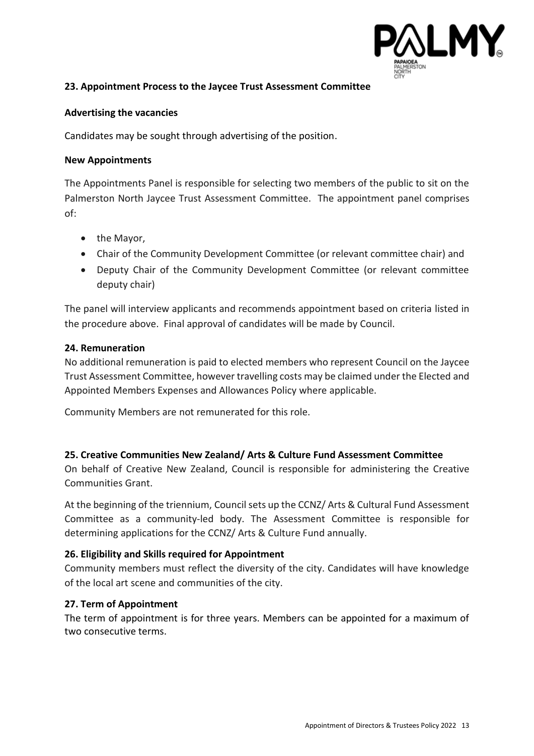### 23. Appointment Process to the Jaycee Trust Assessment Committee

**Advertising the vacancies**

Candidates may be sought through advertising of the position.

**New Appointments**

The Appointments Panel is responsible for selecting two members of the public to sit on the Palmerston North Jaycee Trust Assessment Committee. The appointment panel comprises of:

- the Mayor,
- Chair of the Community Development Committee (or relevant committee chair) and
- Deputy Chair of the Community Development Committee (or relevant committee deputy chair)

The panel will interview applicants and recommends appointment based on criteria listed in the procedure above. Final approval of candidates will be made by Council.

### 24. Remuneration

No additional remuneration is paid to elected members who represent Council on the Jaycee Trust Assessment Committee, however travelling costs may be claimed under the Elected and Appointed Members Expenses and Allowances Policy where applicable.

Community Members are not remunerated for this role.

### 25. Creative Communities New Zealand/ Arts & Culture Fund Assessment Committee

On behalf of Creative New Zealand, Council is responsible for administering the Creative Communities Grant.

At the beginning of the triennium, Council sets up the CCNZ/ Arts & Cultural Fund Assessment Committee as a community-led body. The Assessment Committee is responsible for determining applications for the CCNZ/ Arts & Culture Fund annually.

### 26. Eligibility and Skills required for Appointment

Community members must reflect the diversity of the city. Candidates will have knowledge of the local art scene and communities of the city.

### 27. Term of Appointment

The term of appointment is for three years. Members can be appointed for a maximum of two consecutive terms.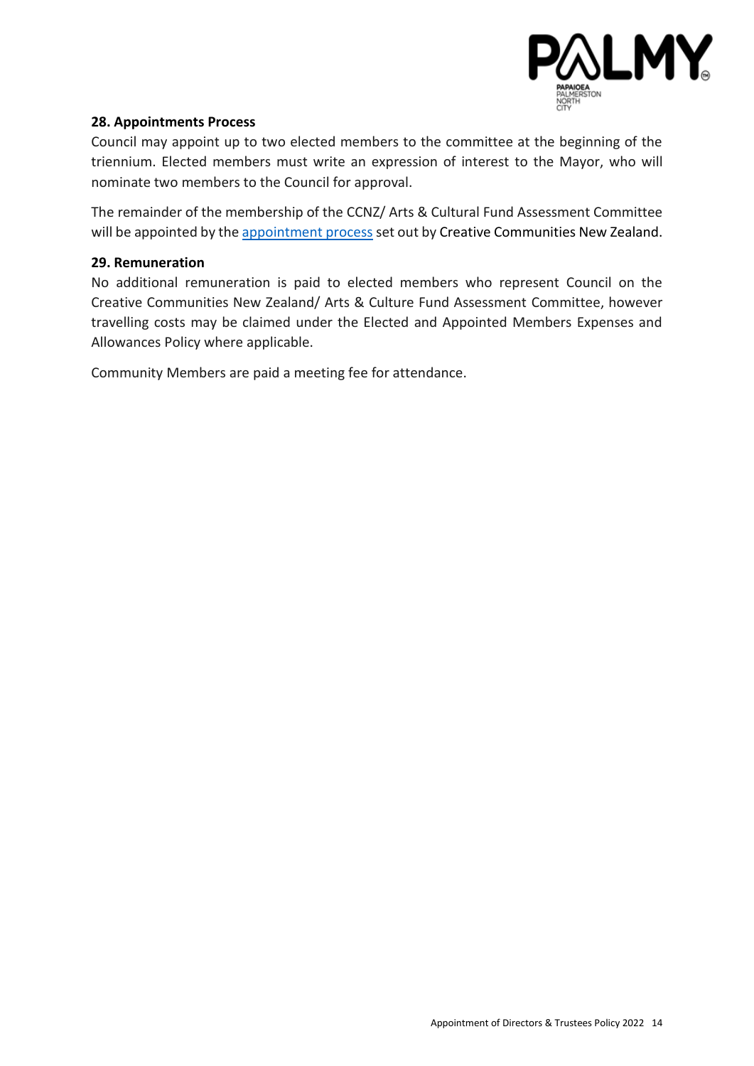### 28. Appointments Process

Council may appoint up to two elected members to the committee at the beginning of the triennium. Elected members must write an expression of interest to the Mayor, who will nominate two members to the Council for approval.

The remainder of the membership of the CCNZ/ Arts & Cultural Fund Assessment Committee will be appointed by the appointment process set out by Creative Communities New Zealand.

### 29. Remuneration

No additional remuneration is paid to elected members who represent Council on the Creative Communities New Zealand/ Arts & Culture Fund Assessment Committee, however travelling costs may be claimed under the Elected and Appointed Members Expenses and Allowances Policy where applicable.

Community Members are paid a meeting fee for attendance.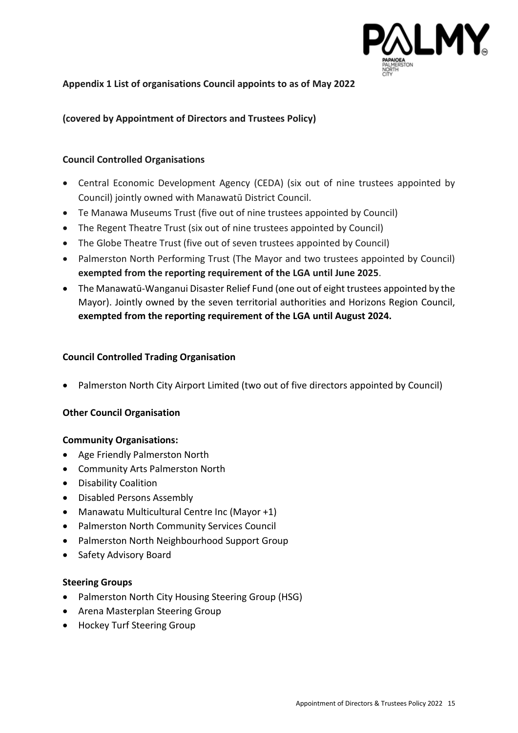**Appendix 1 List of organisations Council appoints to as of May 2022**

**(covered by Appointment of Directors and Trustees Policy)**

**Council Controlled Organisations**

- Central Economic Development Agency (CEDA) (six out of nine trustees appointed by Council) jointly owned with Manawatū District Council.
- Te Manawa Museums Trust (five out of nine trustees appointed by Council)
- The Regent Theatre Trust (six out of nine trustees appointed by Council)
- The Globe Theatre Trust (five out of seven trustees appointed by Council)
- Palmerston North Performing Trust (The Mayor and two trustees appointed by Council) **exempted from the reporting requirement of the LGA until June 2025**.
- The Manawatū-Wanganui Disaster Relief Fund (one out of eight trustees appointed by the Mayor). Jointly owned by the seven territorial authorities and Horizons Region Council, **exempted from the reporting requirement of the LGA until August 2024.**

**Council Controlled Trading Organisation**

- Palmerston North City Airport Limited (two out of five directors appointed by Council)

**Other Council Organisation**

**Community Organisations:**

- Age Friendly Palmerston North
- Community Arts Palmerston North
- Disability Coalition
- Disabled Persons Assembly
- Manawatu Multicultural Centre Inc (Mayor +1)
- Palmerston North Community Services Council
- Palmerston North Neighbourhood Support Group
- Safety Advisory Board

**Steering Groups**

- Palmerston North City Housing Steering Group (HSG)
- Arena Masterplan Steering Group
- Hockey Turf Steering Group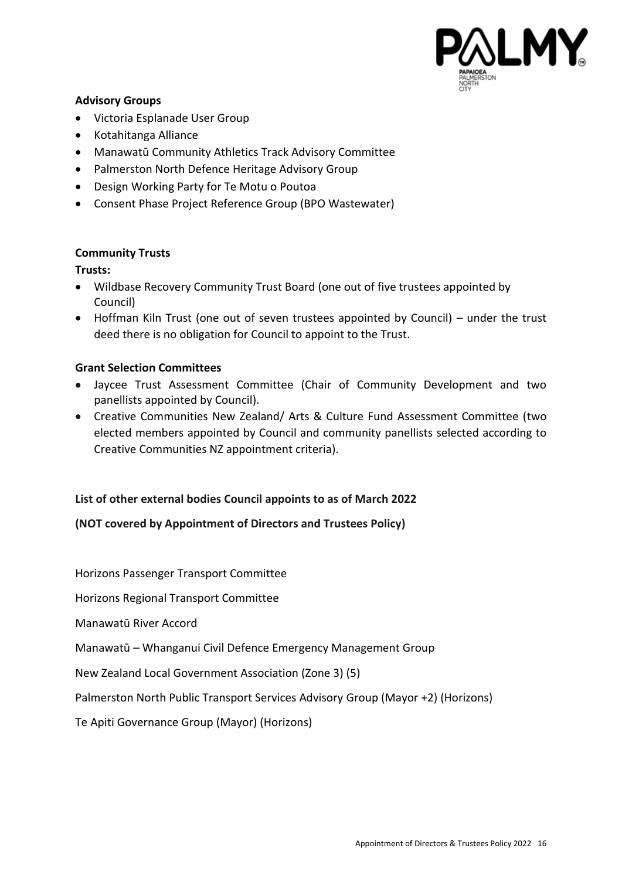**Advisory Groups**

- Victoria Esplanade User Group
- Kotahitanga Alliance
- Manawatū Community Athletics Track Advisory Committee
- Palmerston North Defence Heritage Advisory Group
- Design Working Party for Te Motu o Poutoa
- Consent Phase Project Reference Group (BPO Wastewater)

**Community Trusts**

**Trusts:**

- Wildbase Recovery Community Trust Board (one out of five trustees appointed by Council)
- Hoffman Kiln Trust (one out of seven trustees appointed by Council) – under the trust deed there is no obligation for Council to appoint to the Trust.

**Grant Selection Committees**

- Jaycee Trust Assessment Committee (Chair of Community Development and two panellists appointed by Council).
- Creative Communities New Zealand/ Arts & Culture Fund Assessment Committee (two elected members appointed by Council and community panellists selected according to Creative Communities NZ appointment criteria).

**List of other external bodies Council appoints to as of March 2022**

**(NOT covered by Appointment of Directors and Trustees Policy)**

Horizons Passenger Transport Committee

Horizons Regional Transport Committee

Manawatū River Accord

Manawatū – Whanganui Civil Defence Emergency Management Group

New Zealand Local Government Association (Zone 3) (5)

Palmerston North Public Transport Services Advisory Group (Mayor +2) (Horizons)

Te Apiti Governance Group (Mayor) (Horizons)